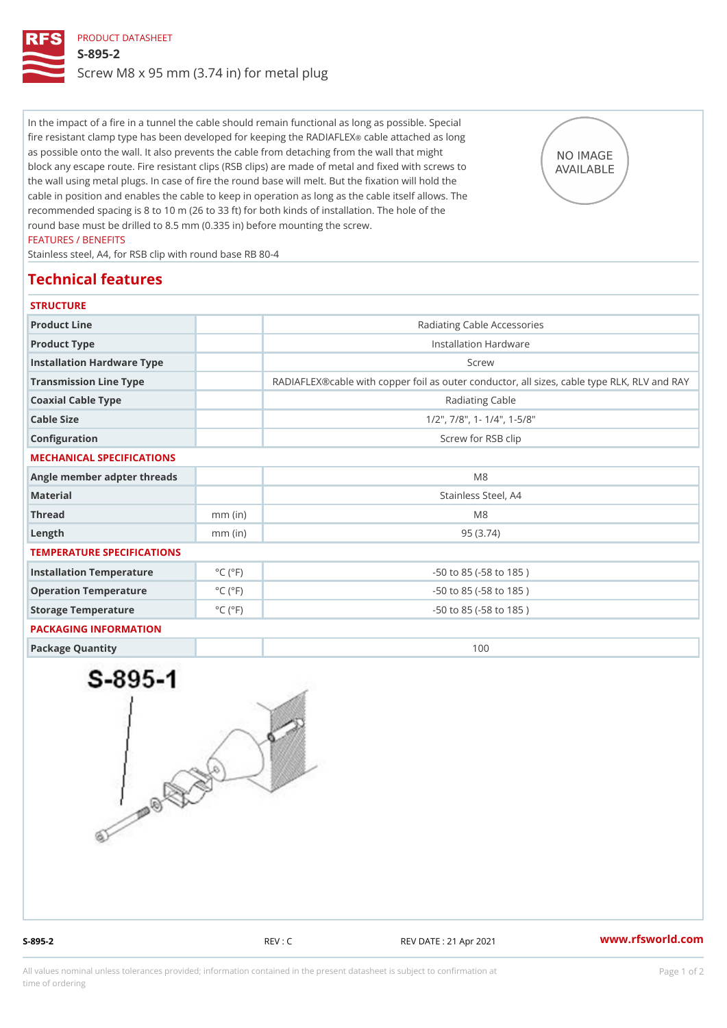PRODUCT DATASHEET

# S-895-2

Screw M8 x 95 mm (3.74 in) for metal plug

In the impact of a fire in a tunnel the cable should remain functional as long as possible. Special fire resistant clamp type has been developed for keeping the RADIAFLEX® cable attached as long as possible onto the wall. It also prevents the cable from detaching from the wall that might block any escape route. Fire resistant clips (RSB clips) are made of metal and fixed with screws to the wall using metal plugs. In case of fire the round base will melt. But the fixation will hold the cable in position and enables the cable to keep in operation as long as the cable itself allows. The recommended spacing is 8 to 10 m (26 to 33 ft) for both kinds of installation. The hole of the round base must be drilled to 8.5 mm (0.335 in) before mounting the screw.

NO IMAGE AVAILABLE

FEATURES / BENEFITS

Stainless steel, A4, for RSB clip with round base RB 80-4

## Technical features

### STRUCTURE

| | | |
|---|---|---|
| Product Line | | Radiating Cable Accessories |
| Product Type | | Installation Hardware |
| Installation Hardware Type | | Screw |
| Transmission Line Type | | RADIAFLEX®cable with copper foil as outer conductor, all sizes, cable type RLK, RLV and RAY |
| Coaxial Cable Type | | Radiating Cable |
| Cable Size | | 1/2", 7/8", 1- 1/4", 1-5/8" |
| Configuration | | Screw for RSB clip |

### MECHANICAL SPECIFICATIONS

| | | |
|---|---|---|
| Angle member adpter threads | | M8 |
| Material | | Stainless Steel, A4 |
| Thread | mm (in) | M8 |
| Length | mm (in) | 95 (3.74) |

### TEMPERATURE SPECIFICATIONS

| | | |
|---|---|---|
| Installation Temperature | °C (°F) | -50 to 85 (-58 to 185 ) |
| Operation Temperature | °C (°F) | -50 to 85 (-58 to 185 ) |
| Storage Temperature | °C (°F) | -50 to 85 (-58 to 185 ) |

### PACKAGING INFORMATION

| | | |
|---|---|---|
| Package Quantity | | 100 |

S-895-1

S-895-2 REV : C REV DATE : 21 Apr 2021 www.rfsworld.com

All values nominal unless tolerances provided; information contained in the present datasheet is subject to confirmation at time of ordering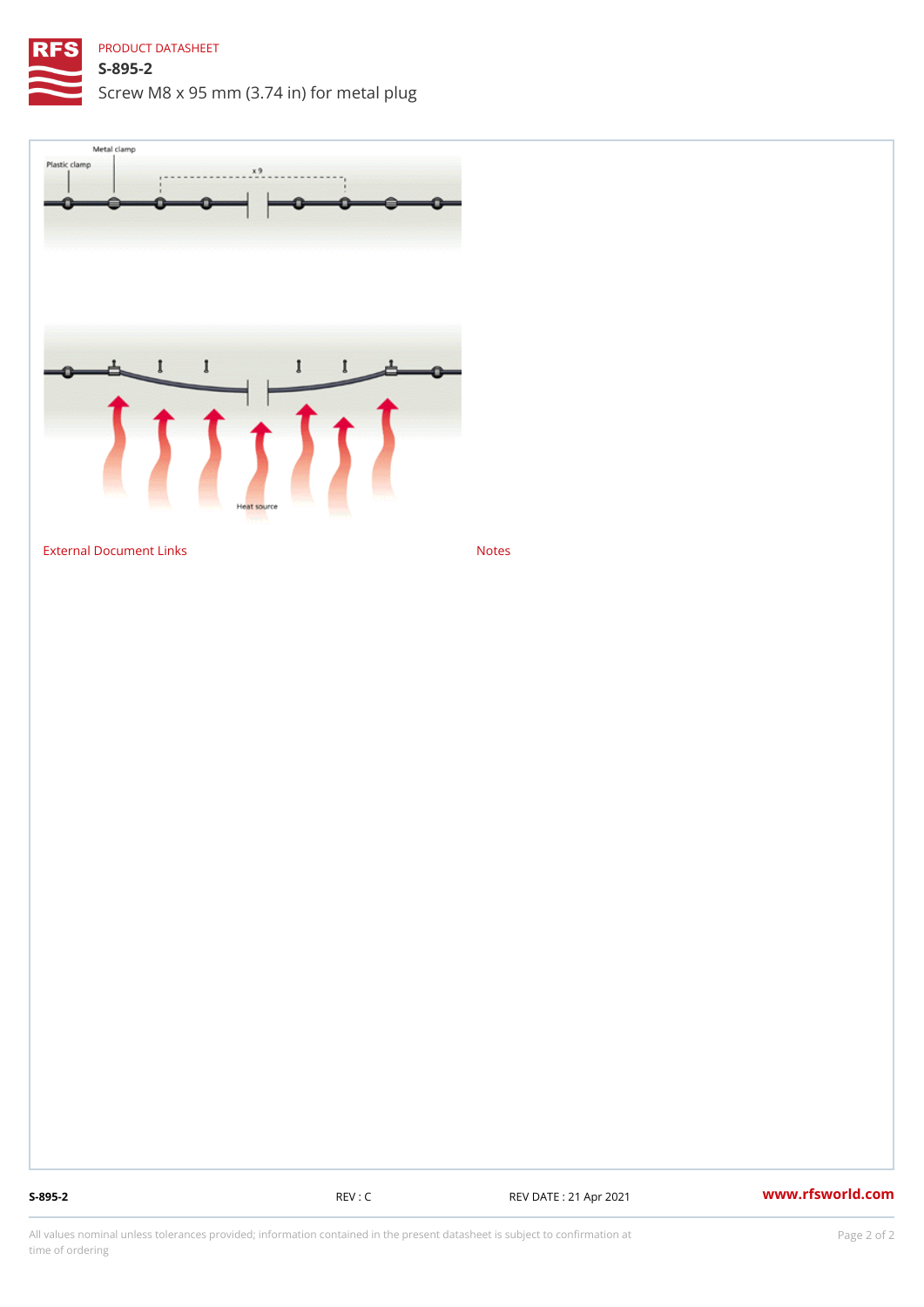PRODUCT DATASHEET

# S-895-2

Screw M8 x 95 mm (3.74 in) for metal plug

Metal clamp

Plastic clamp

x 9

Heat source

## External Document Links

## Notes

S-895-2 REV : C REV DATE : 21 Apr 2021 www.rfsworld.com

All values nominal unless tolerances provided; information contained in the present datasheet is subject to confirmation at time of ordering